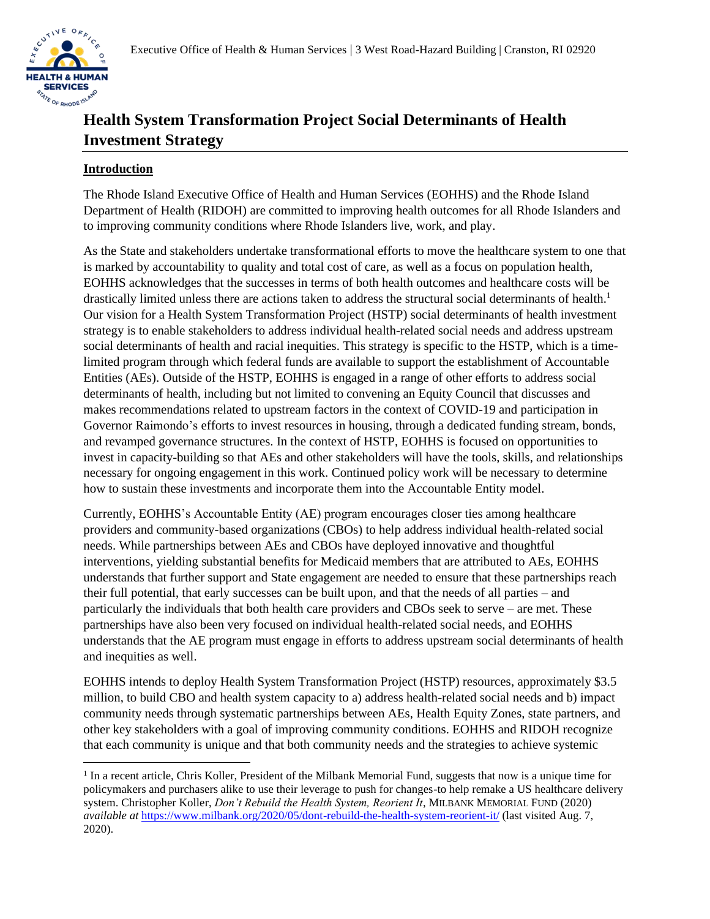Executive Office of Health & Human Services | 3 West Road-Hazard Building | Cranston, RI 02920

# Health System Transformation Project Social Determinants of Health Investment Strategy

## Introduction

The Rhode Island Executive Office of Health and Human Services (EOHHS) and the Rhode Island Department of Health (RIDOH) are committed to improving health outcomes for all Rhode Islanders and to improving community conditions where Rhode Islanders live, work, and play.

As the State and stakeholders undertake transformational efforts to move the healthcare system to one that is marked by accountability to quality and total cost of care, as well as a focus on population health, EOHHS acknowledges that the successes in terms of both health outcomes and healthcare costs will be drastically limited unless there are actions taken to address the structural social determinants of health.[1] Our vision for a Health System Transformation Project (HSTP) social determinants of health investment strategy is to enable stakeholders to address individual health-related social needs and address upstream social determinants of health and racial inequities. This strategy is specific to the HSTP, which is a time-limited program through which federal funds are available to support the establishment of Accountable Entities (AEs). Outside of the HSTP, EOHHS is engaged in a range of other efforts to address social determinants of health, including but not limited to convening an Equity Council that discusses and makes recommendations related to upstream factors in the context of COVID-19 and participation in Governor Raimondo's efforts to invest resources in housing, through a dedicated funding stream, bonds, and revamped governance structures. In the context of HSTP, EOHHS is focused on opportunities to invest in capacity-building so that AEs and other stakeholders will have the tools, skills, and relationships necessary for ongoing engagement in this work. Continued policy work will be necessary to determine how to sustain these investments and incorporate them into the Accountable Entity model.

Currently, EOHHS's Accountable Entity (AE) program encourages closer ties among healthcare providers and community-based organizations (CBOs) to help address individual health-related social needs. While partnerships between AEs and CBOs have deployed innovative and thoughtful interventions, yielding substantial benefits for Medicaid members that are attributed to AEs, EOHHS understands that further support and State engagement are needed to ensure that these partnerships reach their full potential, that early successes can be built upon, and that the needs of all parties – and particularly the individuals that both health care providers and CBOs seek to serve – are met. These partnerships have also been very focused on individual health-related social needs, and EOHHS understands that the AE program must engage in efforts to address upstream social determinants of health and inequities as well.

EOHHS intends to deploy Health System Transformation Project (HSTP) resources, approximately $3.5 million, to build CBO and health system capacity to a) address health-related social needs and b) impact community needs through systematic partnerships between AEs, Health Equity Zones, state partners, and other key stakeholders with a goal of improving community conditions. EOHHS and RIDOH recognize that each community is unique and that both community needs and the strategies to achieve systemic

---

[1] In a recent article, Chris Koller, President of the Milbank Memorial Fund, suggests that now is a unique time for policymakers and purchasers alike to use their leverage to push for changes-to help remake a US healthcare delivery system. Christopher Koller, *Don't Rebuild the Health System, Reorient It*, MILBANK MEMORIAL FUND (2020) *available at* https://www.milbank.org/2020/05/dont-rebuild-the-health-system-reorient-it/ (last visited Aug. 7, 2020).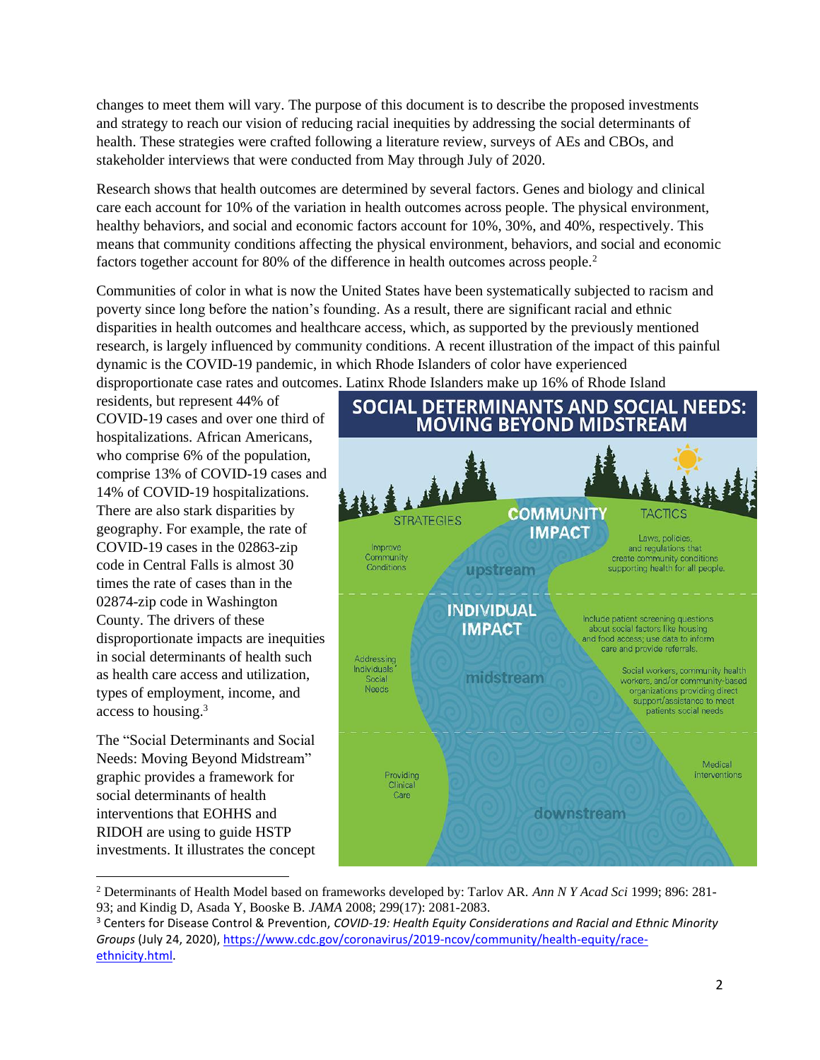changes to meet them will vary. The purpose of this document is to describe the proposed investments and strategy to reach our vision of reducing racial inequities by addressing the social determinants of health. These strategies were crafted following a literature review, surveys of AEs and CBOs, and stakeholder interviews that were conducted from May through July of 2020.

Research shows that health outcomes are determined by several factors. Genes and biology and clinical care each account for 10% of the variation in health outcomes across people. The physical environment, healthy behaviors, and social and economic factors account for 10%, 30%, and 40%, respectively. This means that community conditions affecting the physical environment, behaviors, and social and economic factors together account for 80% of the difference in health outcomes across people.[2]

Communities of color in what is now the United States have been systematically subjected to racism and poverty since long before the nation's founding. As a result, there are significant racial and ethnic disparities in health outcomes and healthcare access, which, as supported by the previously mentioned research, is largely influenced by community conditions. A recent illustration of the impact of this painful dynamic is the COVID-19 pandemic, in which Rhode Islanders of color have experienced disproportionate case rates and outcomes. Latinx Rhode Islanders make up 16% of Rhode Island residents, but represent 44% of COVID-19 cases and over one third of hospitalizations. African Americans, who comprise 6% of the population, comprise 13% of COVID-19 cases and 14% of COVID-19 hospitalizations. There are also stark disparities by geography. For example, the rate of COVID-19 cases in the 02863-zip code in Central Falls is almost 30 times the rate of cases than in the 02874-zip code in Washington County. The drivers of these disproportionate impacts are inequities in social determinants of health such as health care access and utilization, types of employment, income, and access to housing.[3]

**SOCIAL DETERMINANTS AND SOCIAL NEEDS: MOVING BEYOND MIDSTREAM**

| STRATEGIES | | TACTICS |
|---|---|---|
| Improve Community Conditions | **COMMUNITY IMPACT** — upstream | Laws, policies, and regulations that create community conditions supporting health for all people. |
| Addressing Individuals' Social Needs | **INDIVIDUAL IMPACT** — midstream | Include patient screening questions about social factors like housing and food access; use data to inform care and provide referrals. Social workers, community health workers, and/or community-based organizations providing direct support/assistance to meet patients social needs |
| Providing Clinical Care | downstream | Medical interventions |

The "Social Determinants and Social Needs: Moving Beyond Midstream" graphic provides a framework for social determinants of health interventions that EOHHS and RIDOH are using to guide HSTP investments. It illustrates the concept

---

[2] Determinants of Health Model based on frameworks developed by: Tarlov AR. *Ann N Y Acad Sci* 1999; 896: 281-93; and Kindig D, Asada Y, Booske B. *JAMA* 2008; 299(17): 2081-2083.

[3] Centers for Disease Control & Prevention, *COVID-19: Health Equity Considerations and Racial and Ethnic Minority Groups* (July 24, 2020), https://www.cdc.gov/coronavirus/2019-ncov/community/health-equity/race-ethnicity.html.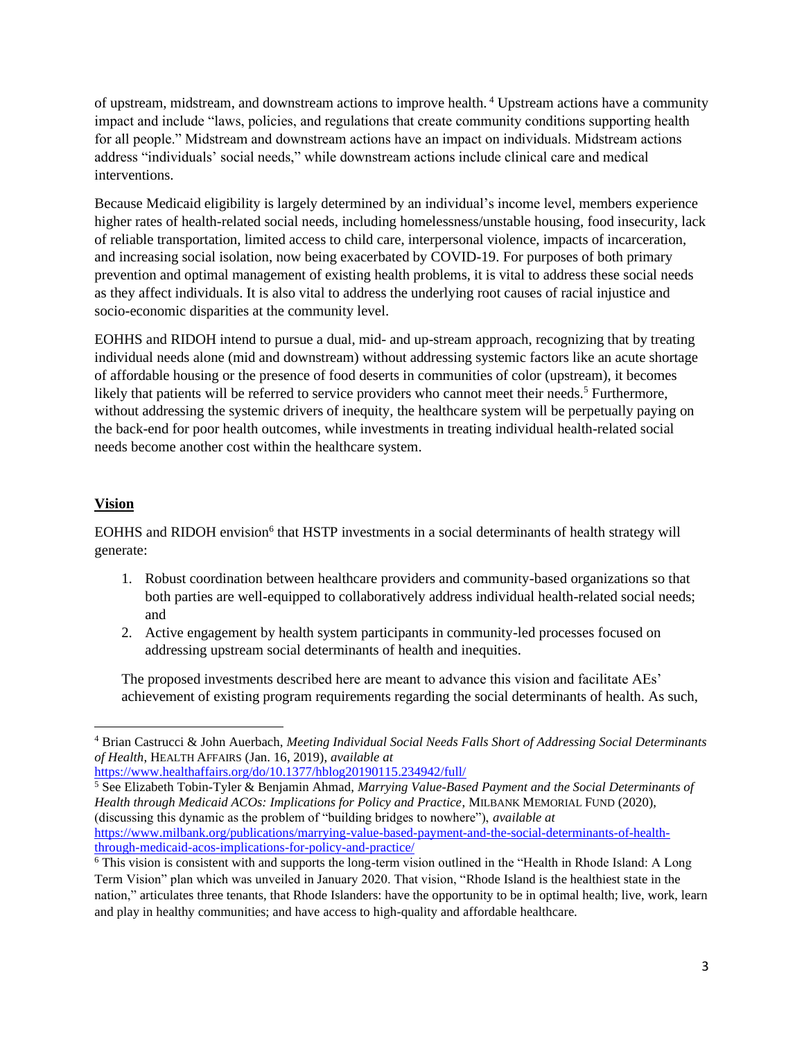of upstream, midstream, and downstream actions to improve health.[4] Upstream actions have a community impact and include "laws, policies, and regulations that create community conditions supporting health for all people." Midstream and downstream actions have an impact on individuals. Midstream actions address "individuals' social needs," while downstream actions include clinical care and medical interventions.

Because Medicaid eligibility is largely determined by an individual's income level, members experience higher rates of health-related social needs, including homelessness/unstable housing, food insecurity, lack of reliable transportation, limited access to child care, interpersonal violence, impacts of incarceration, and increasing social isolation, now being exacerbated by COVID-19. For purposes of both primary prevention and optimal management of existing health problems, it is vital to address these social needs as they affect individuals. It is also vital to address the underlying root causes of racial injustice and socio-economic disparities at the community level.

EOHHS and RIDOH intend to pursue a dual, mid- and up-stream approach, recognizing that by treating individual needs alone (mid and downstream) without addressing systemic factors like an acute shortage of affordable housing or the presence of food deserts in communities of color (upstream), it becomes likely that patients will be referred to service providers who cannot meet their needs.[5] Furthermore, without addressing the systemic drivers of inequity, the healthcare system will be perpetually paying on the back-end for poor health outcomes, while investments in treating individual health-related social needs become another cost within the healthcare system.

## Vision

EOHHS and RIDOH envision[6] that HSTP investments in a social determinants of health strategy will generate:

1. Robust coordination between healthcare providers and community-based organizations so that both parties are well-equipped to collaboratively address individual health-related social needs; and
2. Active engagement by health system participants in community-led processes focused on addressing upstream social determinants of health and inequities.

The proposed investments described here are meant to advance this vision and facilitate AEs' achievement of existing program requirements regarding the social determinants of health. As such,

---

[4] Brian Castrucci & John Auerbach, *Meeting Individual Social Needs Falls Short of Addressing Social Determinants of Health*, HEALTH AFFAIRS (Jan. 16, 2019), *available at* https://www.healthaffairs.org/do/10.1377/hblog20190115.234942/full/

[5] See Elizabeth Tobin-Tyler & Benjamin Ahmad, *Marrying Value-Based Payment and the Social Determinants of Health through Medicaid ACOs: Implications for Policy and Practice*, MILBANK MEMORIAL FUND (2020), (discussing this dynamic as the problem of "building bridges to nowhere"), *available at* https://www.milbank.org/publications/marrying-value-based-payment-and-the-social-determinants-of-health-through-medicaid-acos-implications-for-policy-and-practice/

[6] This vision is consistent with and supports the long-term vision outlined in the "Health in Rhode Island: A Long Term Vision" plan which was unveiled in January 2020. That vision, "Rhode Island is the healthiest state in the nation," articulates three tenants, that Rhode Islanders: have the opportunity to be in optimal health; live, work, learn and play in healthy communities; and have access to high-quality and affordable healthcare.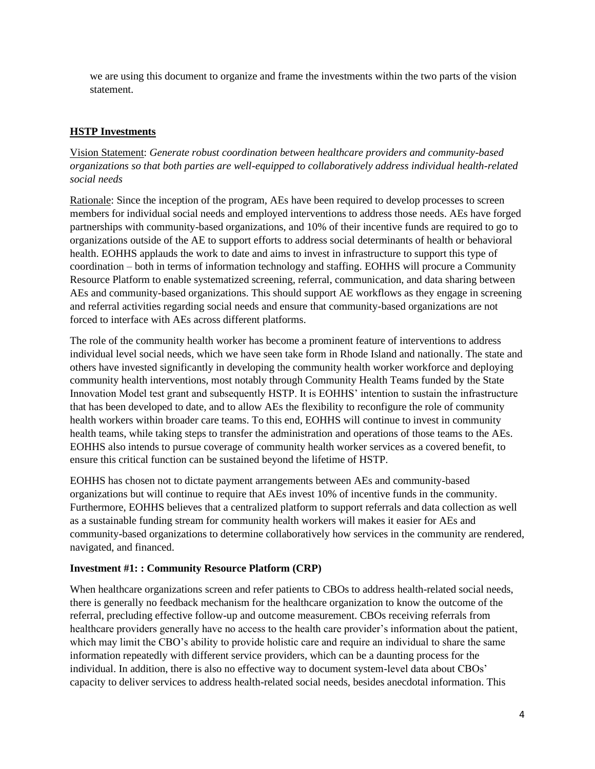we are using this document to organize and frame the investments within the two parts of the vision statement.

## HSTP Investments

Vision Statement: *Generate robust coordination between healthcare providers and community-based organizations so that both parties are well-equipped to collaboratively address individual health-related social needs*

Rationale: Since the inception of the program, AEs have been required to develop processes to screen members for individual social needs and employed interventions to address those needs. AEs have forged partnerships with community-based organizations, and 10% of their incentive funds are required to go to organizations outside of the AE to support efforts to address social determinants of health or behavioral health. EOHHS applauds the work to date and aims to invest in infrastructure to support this type of coordination – both in terms of information technology and staffing. EOHHS will procure a Community Resource Platform to enable systematized screening, referral, communication, and data sharing between AEs and community-based organizations. This should support AE workflows as they engage in screening and referral activities regarding social needs and ensure that community-based organizations are not forced to interface with AEs across different platforms.

The role of the community health worker has become a prominent feature of interventions to address individual level social needs, which we have seen take form in Rhode Island and nationally. The state and others have invested significantly in developing the community health worker workforce and deploying community health interventions, most notably through Community Health Teams funded by the State Innovation Model test grant and subsequently HSTP. It is EOHHS' intention to sustain the infrastructure that has been developed to date, and to allow AEs the flexibility to reconfigure the role of community health workers within broader care teams. To this end, EOHHS will continue to invest in community health teams, while taking steps to transfer the administration and operations of those teams to the AEs. EOHHS also intends to pursue coverage of community health worker services as a covered benefit, to ensure this critical function can be sustained beyond the lifetime of HSTP.

EOHHS has chosen not to dictate payment arrangements between AEs and community-based organizations but will continue to require that AEs invest 10% of incentive funds in the community. Furthermore, EOHHS believes that a centralized platform to support referrals and data collection as well as a sustainable funding stream for community health workers will makes it easier for AEs and community-based organizations to determine collaboratively how services in the community are rendered, navigated, and financed.

### Investment #1: : Community Resource Platform (CRP)

When healthcare organizations screen and refer patients to CBOs to address health-related social needs, there is generally no feedback mechanism for the healthcare organization to know the outcome of the referral, precluding effective follow-up and outcome measurement. CBOs receiving referrals from healthcare providers generally have no access to the health care provider's information about the patient, which may limit the CBO's ability to provide holistic care and require an individual to share the same information repeatedly with different service providers, which can be a daunting process for the individual. In addition, there is also no effective way to document system-level data about CBOs' capacity to deliver services to address health-related social needs, besides anecdotal information. This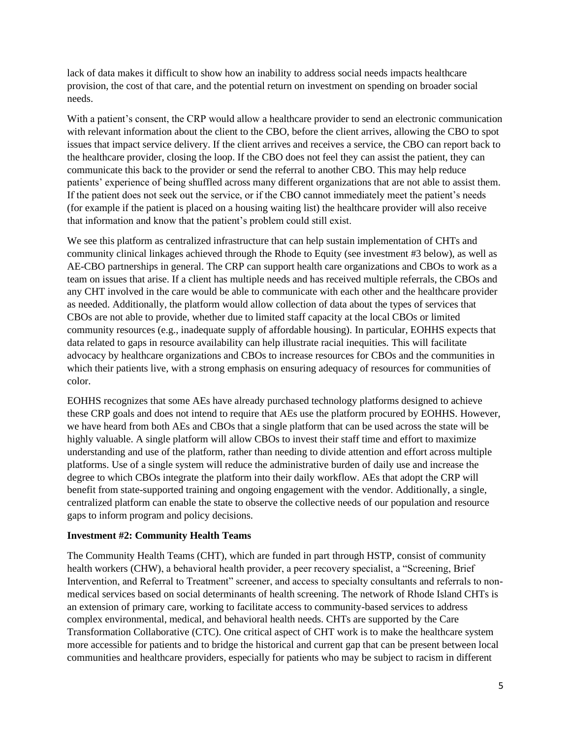lack of data makes it difficult to show how an inability to address social needs impacts healthcare provision, the cost of that care, and the potential return on investment on spending on broader social needs.

With a patient's consent, the CRP would allow a healthcare provider to send an electronic communication with relevant information about the client to the CBO, before the client arrives, allowing the CBO to spot issues that impact service delivery. If the client arrives and receives a service, the CBO can report back to the healthcare provider, closing the loop. If the CBO does not feel they can assist the patient, they can communicate this back to the provider or send the referral to another CBO. This may help reduce patients' experience of being shuffled across many different organizations that are not able to assist them. If the patient does not seek out the service, or if the CBO cannot immediately meet the patient's needs (for example if the patient is placed on a housing waiting list) the healthcare provider will also receive that information and know that the patient's problem could still exist.

We see this platform as centralized infrastructure that can help sustain implementation of CHTs and community clinical linkages achieved through the Rhode to Equity (see investment #3 below), as well as AE-CBO partnerships in general. The CRP can support health care organizations and CBOs to work as a team on issues that arise. If a client has multiple needs and has received multiple referrals, the CBOs and any CHT involved in the care would be able to communicate with each other and the healthcare provider as needed. Additionally, the platform would allow collection of data about the types of services that CBOs are not able to provide, whether due to limited staff capacity at the local CBOs or limited community resources (e.g., inadequate supply of affordable housing). In particular, EOHHS expects that data related to gaps in resource availability can help illustrate racial inequities. This will facilitate advocacy by healthcare organizations and CBOs to increase resources for CBOs and the communities in which their patients live, with a strong emphasis on ensuring adequacy of resources for communities of color.

EOHHS recognizes that some AEs have already purchased technology platforms designed to achieve these CRP goals and does not intend to require that AEs use the platform procured by EOHHS. However, we have heard from both AEs and CBOs that a single platform that can be used across the state will be highly valuable. A single platform will allow CBOs to invest their staff time and effort to maximize understanding and use of the platform, rather than needing to divide attention and effort across multiple platforms. Use of a single system will reduce the administrative burden of daily use and increase the degree to which CBOs integrate the platform into their daily workflow. AEs that adopt the CRP will benefit from state-supported training and ongoing engagement with the vendor. Additionally, a single, centralized platform can enable the state to observe the collective needs of our population and resource gaps to inform program and policy decisions.

**Investment #2: Community Health Teams**

The Community Health Teams (CHT), which are funded in part through HSTP, consist of community health workers (CHW), a behavioral health provider, a peer recovery specialist, a "Screening, Brief Intervention, and Referral to Treatment" screener, and access to specialty consultants and referrals to non-medical services based on social determinants of health screening. The network of Rhode Island CHTs is an extension of primary care, working to facilitate access to community-based services to address complex environmental, medical, and behavioral health needs. CHTs are supported by the Care Transformation Collaborative (CTC). One critical aspect of CHT work is to make the healthcare system more accessible for patients and to bridge the historical and current gap that can be present between local communities and healthcare providers, especially for patients who may be subject to racism in different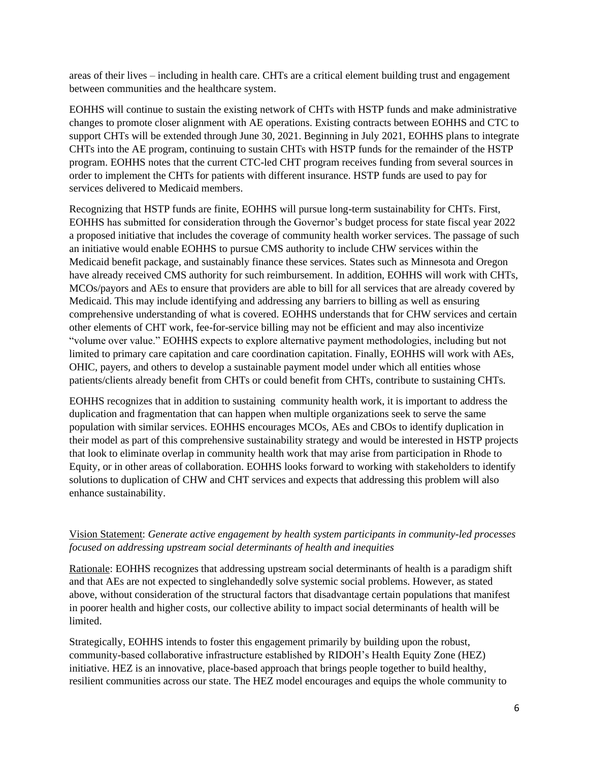areas of their lives – including in health care. CHTs are a critical element building trust and engagement between communities and the healthcare system.

EOHHS will continue to sustain the existing network of CHTs with HSTP funds and make administrative changes to promote closer alignment with AE operations. Existing contracts between EOHHS and CTC to support CHTs will be extended through June 30, 2021. Beginning in July 2021, EOHHS plans to integrate CHTs into the AE program, continuing to sustain CHTs with HSTP funds for the remainder of the HSTP program. EOHHS notes that the current CTC-led CHT program receives funding from several sources in order to implement the CHTs for patients with different insurance. HSTP funds are used to pay for services delivered to Medicaid members.

Recognizing that HSTP funds are finite, EOHHS will pursue long-term sustainability for CHTs. First, EOHHS has submitted for consideration through the Governor's budget process for state fiscal year 2022 a proposed initiative that includes the coverage of community health worker services. The passage of such an initiative would enable EOHHS to pursue CMS authority to include CHW services within the Medicaid benefit package, and sustainably finance these services. States such as Minnesota and Oregon have already received CMS authority for such reimbursement. In addition, EOHHS will work with CHTs, MCOs/payors and AEs to ensure that providers are able to bill for all services that are already covered by Medicaid. This may include identifying and addressing any barriers to billing as well as ensuring comprehensive understanding of what is covered. EOHHS understands that for CHW services and certain other elements of CHT work, fee-for-service billing may not be efficient and may also incentivize "volume over value." EOHHS expects to explore alternative payment methodologies, including but not limited to primary care capitation and care coordination capitation. Finally, EOHHS will work with AEs, OHIC, payers, and others to develop a sustainable payment model under which all entities whose patients/clients already benefit from CHTs or could benefit from CHTs, contribute to sustaining CHTs.

EOHHS recognizes that in addition to sustaining community health work, it is important to address the duplication and fragmentation that can happen when multiple organizations seek to serve the same population with similar services. EOHHS encourages MCOs, AEs and CBOs to identify duplication in their model as part of this comprehensive sustainability strategy and would be interested in HSTP projects that look to eliminate overlap in community health work that may arise from participation in Rhode to Equity, or in other areas of collaboration. EOHHS looks forward to working with stakeholders to identify solutions to duplication of CHW and CHT services and expects that addressing this problem will also enhance sustainability.

<u>Vision Statement</u>: *Generate active engagement by health system participants in community-led processes focused on addressing upstream social determinants of health and inequities*

<u>Rationale</u>: EOHHS recognizes that addressing upstream social determinants of health is a paradigm shift and that AEs are not expected to singlehandedly solve systemic social problems. However, as stated above, without consideration of the structural factors that disadvantage certain populations that manifest in poorer health and higher costs, our collective ability to impact social determinants of health will be limited.

Strategically, EOHHS intends to foster this engagement primarily by building upon the robust, community-based collaborative infrastructure established by RIDOH's Health Equity Zone (HEZ) initiative. HEZ is an innovative, place-based approach that brings people together to build healthy, resilient communities across our state. The HEZ model encourages and equips the whole community to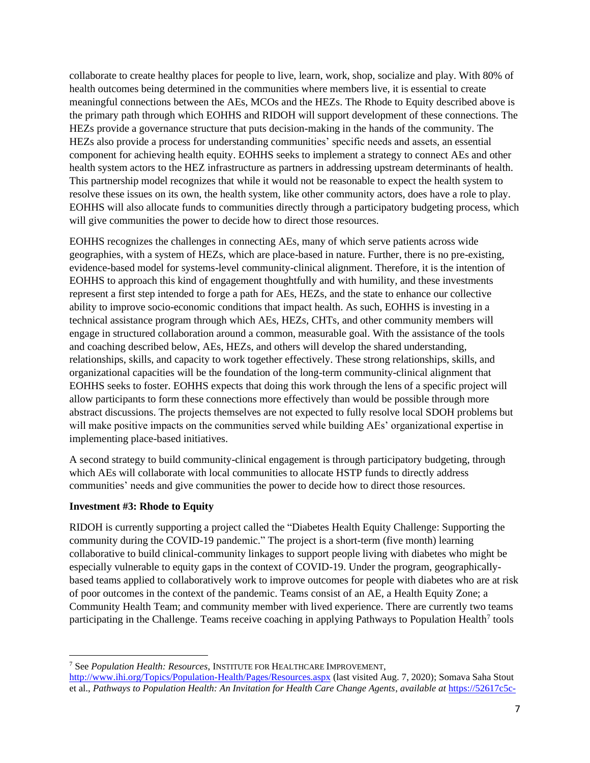collaborate to create healthy places for people to live, learn, work, shop, socialize and play. With 80% of health outcomes being determined in the communities where members live, it is essential to create meaningful connections between the AEs, MCOs and the HEZs. The Rhode to Equity described above is the primary path through which EOHHS and RIDOH will support development of these connections. The HEZs provide a governance structure that puts decision-making in the hands of the community. The HEZs also provide a process for understanding communities' specific needs and assets, an essential component for achieving health equity. EOHHS seeks to implement a strategy to connect AEs and other health system actors to the HEZ infrastructure as partners in addressing upstream determinants of health. This partnership model recognizes that while it would not be reasonable to expect the health system to resolve these issues on its own, the health system, like other community actors, does have a role to play. EOHHS will also allocate funds to communities directly through a participatory budgeting process, which will give communities the power to decide how to direct those resources.

EOHHS recognizes the challenges in connecting AEs, many of which serve patients across wide geographies, with a system of HEZs, which are place-based in nature. Further, there is no pre-existing, evidence-based model for systems-level community-clinical alignment. Therefore, it is the intention of EOHHS to approach this kind of engagement thoughtfully and with humility, and these investments represent a first step intended to forge a path for AEs, HEZs, and the state to enhance our collective ability to improve socio-economic conditions that impact health. As such, EOHHS is investing in a technical assistance program through which AEs, HEZs, CHTs, and other community members will engage in structured collaboration around a common, measurable goal. With the assistance of the tools and coaching described below, AEs, HEZs, and others will develop the shared understanding, relationships, skills, and capacity to work together effectively. These strong relationships, skills, and organizational capacities will be the foundation of the long-term community-clinical alignment that EOHHS seeks to foster. EOHHS expects that doing this work through the lens of a specific project will allow participants to form these connections more effectively than would be possible through more abstract discussions. The projects themselves are not expected to fully resolve local SDOH problems but will make positive impacts on the communities served while building AEs' organizational expertise in implementing place-based initiatives.

A second strategy to build community-clinical engagement is through participatory budgeting, through which AEs will collaborate with local communities to allocate HSTP funds to directly address communities' needs and give communities the power to decide how to direct those resources.

**Investment #3: Rhode to Equity**

RIDOH is currently supporting a project called the "Diabetes Health Equity Challenge: Supporting the community during the COVID-19 pandemic." The project is a short-term (five month) learning collaborative to build clinical-community linkages to support people living with diabetes who might be especially vulnerable to equity gaps in the context of COVID-19. Under the program, geographically-based teams applied to collaboratively work to improve outcomes for people with diabetes who are at risk of poor outcomes in the context of the pandemic. Teams consist of an AE, a Health Equity Zone; a Community Health Team; and community member with lived experience. There are currently two teams participating in the Challenge. Teams receive coaching in applying Pathways to Population Health[7] tools

---

[7] See *Population Health: Resources*, INSTITUTE FOR HEALTHCARE IMPROVEMENT, http://www.ihi.org/Topics/Population-Health/Pages/Resources.aspx (last visited Aug. 7, 2020); Somava Saha Stout et al., *Pathways to Population Health: An Invitation for Health Care Change Agents*, *available at* https://52617c5c-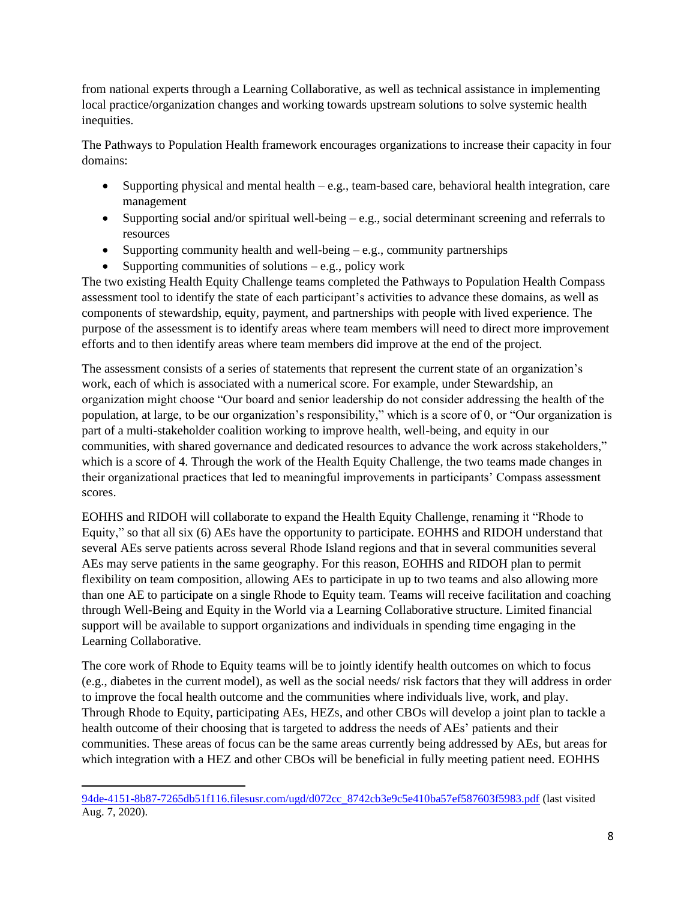from national experts through a Learning Collaborative, as well as technical assistance in implementing local practice/organization changes and working towards upstream solutions to solve systemic health inequities.

The Pathways to Population Health framework encourages organizations to increase their capacity in four domains:

- Supporting physical and mental health – e.g., team-based care, behavioral health integration, care management
- Supporting social and/or spiritual well-being – e.g., social determinant screening and referrals to resources
- Supporting community health and well-being – e.g., community partnerships
- Supporting communities of solutions – e.g., policy work

The two existing Health Equity Challenge teams completed the Pathways to Population Health Compass assessment tool to identify the state of each participant's activities to advance these domains, as well as components of stewardship, equity, payment, and partnerships with people with lived experience. The purpose of the assessment is to identify areas where team members will need to direct more improvement efforts and to then identify areas where team members did improve at the end of the project.

The assessment consists of a series of statements that represent the current state of an organization's work, each of which is associated with a numerical score. For example, under Stewardship, an organization might choose "Our board and senior leadership do not consider addressing the health of the population, at large, to be our organization's responsibility," which is a score of 0, or "Our organization is part of a multi-stakeholder coalition working to improve health, well-being, and equity in our communities, with shared governance and dedicated resources to advance the work across stakeholders," which is a score of 4. Through the work of the Health Equity Challenge, the two teams made changes in their organizational practices that led to meaningful improvements in participants' Compass assessment scores.

EOHHS and RIDOH will collaborate to expand the Health Equity Challenge, renaming it "Rhode to Equity," so that all six (6) AEs have the opportunity to participate. EOHHS and RIDOH understand that several AEs serve patients across several Rhode Island regions and that in several communities several AEs may serve patients in the same geography. For this reason, EOHHS and RIDOH plan to permit flexibility on team composition, allowing AEs to participate in up to two teams and also allowing more than one AE to participate on a single Rhode to Equity team. Teams will receive facilitation and coaching through Well-Being and Equity in the World via a Learning Collaborative structure. Limited financial support will be available to support organizations and individuals in spending time engaging in the Learning Collaborative.

The core work of Rhode to Equity teams will be to jointly identify health outcomes on which to focus (e.g., diabetes in the current model), as well as the social needs/ risk factors that they will address in order to improve the focal health outcome and the communities where individuals live, work, and play. Through Rhode to Equity, participating AEs, HEZs, and other CBOs will develop a joint plan to tackle a health outcome of their choosing that is targeted to address the needs of AEs' patients and their communities. These areas of focus can be the same areas currently being addressed by AEs, but areas for which integration with a HEZ and other CBOs will be beneficial in fully meeting patient need. EOHHS

94de-4151-8b87-7265db51f116.filesusr.com/ugd/d072cc_8742cb3e9c5e410ba57ef587603f5983.pdf (last visited Aug. 7, 2020).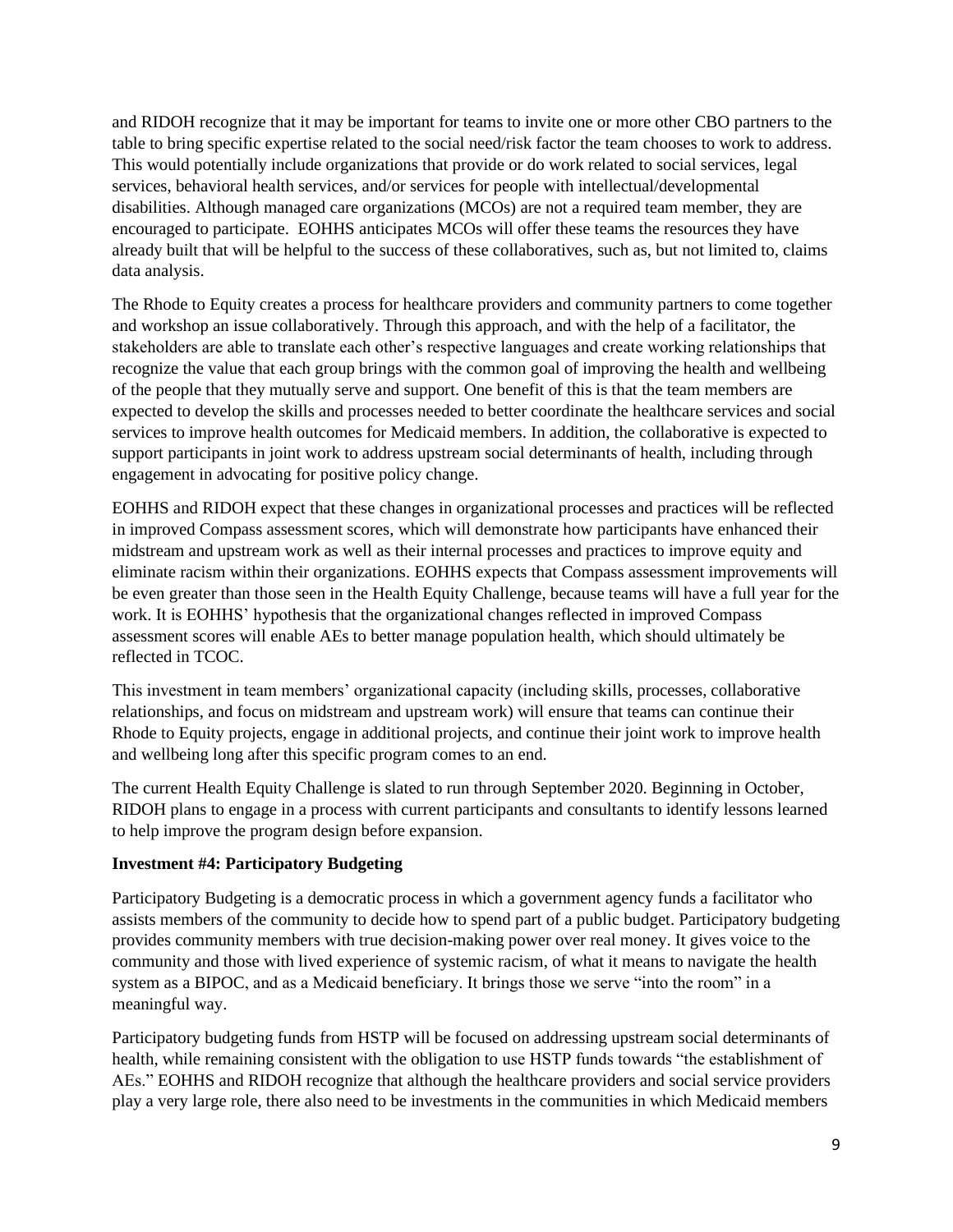and RIDOH recognize that it may be important for teams to invite one or more other CBO partners to the table to bring specific expertise related to the social need/risk factor the team chooses to work to address. This would potentially include organizations that provide or do work related to social services, legal services, behavioral health services, and/or services for people with intellectual/developmental disabilities. Although managed care organizations (MCOs) are not a required team member, they are encouraged to participate. EOHHS anticipates MCOs will offer these teams the resources they have already built that will be helpful to the success of these collaboratives, such as, but not limited to, claims data analysis.

The Rhode to Equity creates a process for healthcare providers and community partners to come together and workshop an issue collaboratively. Through this approach, and with the help of a facilitator, the stakeholders are able to translate each other's respective languages and create working relationships that recognize the value that each group brings with the common goal of improving the health and wellbeing of the people that they mutually serve and support. One benefit of this is that the team members are expected to develop the skills and processes needed to better coordinate the healthcare services and social services to improve health outcomes for Medicaid members. In addition, the collaborative is expected to support participants in joint work to address upstream social determinants of health, including through engagement in advocating for positive policy change.

EOHHS and RIDOH expect that these changes in organizational processes and practices will be reflected in improved Compass assessment scores, which will demonstrate how participants have enhanced their midstream and upstream work as well as their internal processes and practices to improve equity and eliminate racism within their organizations. EOHHS expects that Compass assessment improvements will be even greater than those seen in the Health Equity Challenge, because teams will have a full year for the work. It is EOHHS' hypothesis that the organizational changes reflected in improved Compass assessment scores will enable AEs to better manage population health, which should ultimately be reflected in TCOC.

This investment in team members' organizational capacity (including skills, processes, collaborative relationships, and focus on midstream and upstream work) will ensure that teams can continue their Rhode to Equity projects, engage in additional projects, and continue their joint work to improve health and wellbeing long after this specific program comes to an end.

The current Health Equity Challenge is slated to run through September 2020. Beginning in October, RIDOH plans to engage in a process with current participants and consultants to identify lessons learned to help improve the program design before expansion.

**Investment #4: Participatory Budgeting**

Participatory Budgeting is a democratic process in which a government agency funds a facilitator who assists members of the community to decide how to spend part of a public budget. Participatory budgeting provides community members with true decision-making power over real money. It gives voice to the community and those with lived experience of systemic racism, of what it means to navigate the health system as a BIPOC, and as a Medicaid beneficiary. It brings those we serve "into the room" in a meaningful way.

Participatory budgeting funds from HSTP will be focused on addressing upstream social determinants of health, while remaining consistent with the obligation to use HSTP funds towards "the establishment of AEs." EOHHS and RIDOH recognize that although the healthcare providers and social service providers play a very large role, there also need to be investments in the communities in which Medicaid members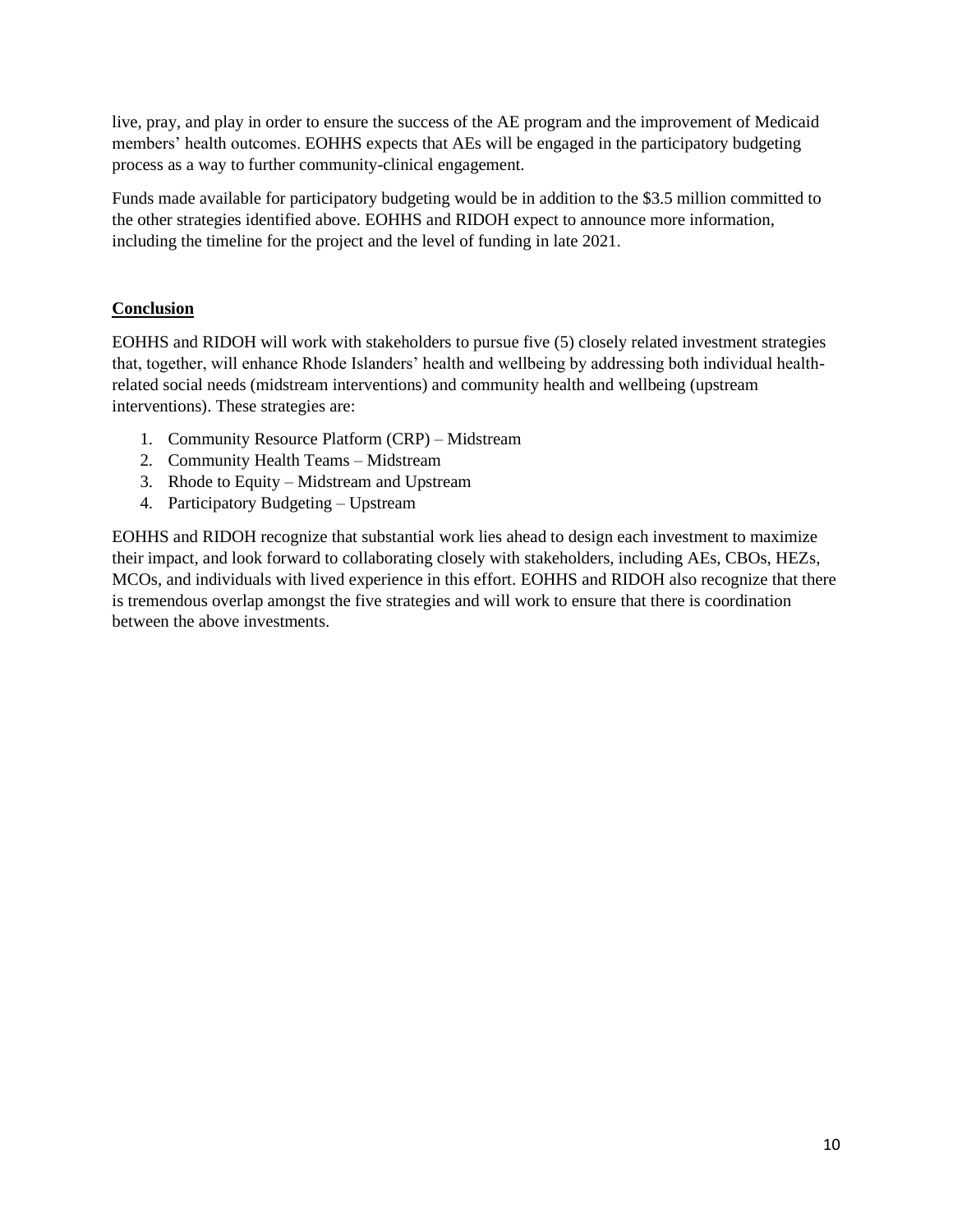live, pray, and play in order to ensure the success of the AE program and the improvement of Medicaid members' health outcomes. EOHHS expects that AEs will be engaged in the participatory budgeting process as a way to further community-clinical engagement.

Funds made available for participatory budgeting would be in addition to the $3.5 million committed to the other strategies identified above. EOHHS and RIDOH expect to announce more information, including the timeline for the project and the level of funding in late 2021.

## Conclusion

EOHHS and RIDOH will work with stakeholders to pursue five (5) closely related investment strategies that, together, will enhance Rhode Islanders' health and wellbeing by addressing both individual health-related social needs (midstream interventions) and community health and wellbeing (upstream interventions). These strategies are:

1. Community Resource Platform (CRP) – Midstream
2. Community Health Teams – Midstream
3. Rhode to Equity – Midstream and Upstream
4. Participatory Budgeting – Upstream

EOHHS and RIDOH recognize that substantial work lies ahead to design each investment to maximize their impact, and look forward to collaborating closely with stakeholders, including AEs, CBOs, HEZs, MCOs, and individuals with lived experience in this effort. EOHHS and RIDOH also recognize that there is tremendous overlap amongst the five strategies and will work to ensure that there is coordination between the above investments.